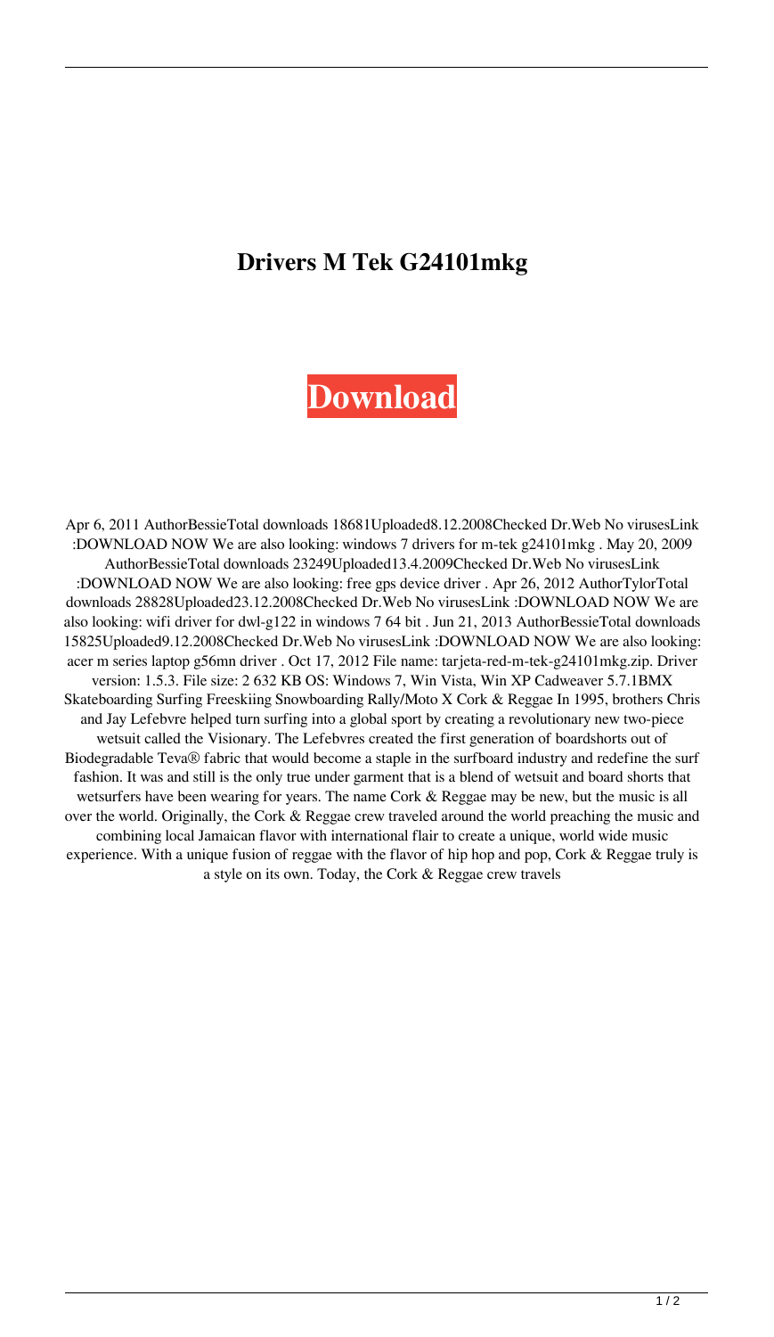# Drivers M Tek G24101mkg

**Download**

Apr 6, 2011 AuthorBessieTotal downloads 18681Uploaded8.12.2008Checked Dr.Web No virusesLink :DOWNLOAD NOW We are also looking: windows 7 drivers for m-tek g24101mkg . May 20, 2009 AuthorBessieTotal downloads 23249Uploaded13.4.2009Checked Dr.Web No virusesLink :DOWNLOAD NOW We are also looking: free gps device driver . Apr 26, 2012 AuthorTylorTotal downloads 28828Uploaded23.12.2008Checked Dr.Web No virusesLink :DOWNLOAD NOW We are also looking: wifi driver for dwl-g122 in windows 7 64 bit . Jun 21, 2013 AuthorBessieTotal downloads 15825Uploaded9.12.2008Checked Dr.Web No virusesLink :DOWNLOAD NOW We are also looking: acer m series laptop g56mn driver . Oct 17, 2012 File name: tarjeta-red-m-tek-g24101mkg.zip. Driver version: 1.5.3. File size: 2 632 KB OS: Windows 7, Win Vista, Win XP Cadweaver 5.7.1BMX Skateboarding Surfing Freeskiing Snowboarding Rally/Moto X Cork & Reggae In 1995, brothers Chris and Jay Lefebvre helped turn surfing into a global sport by creating a revolutionary new two-piece wetsuit called the Visionary. The Lefebvres created the first generation of boardshorts out of Biodegradable Teva® fabric that would become a staple in the surfboard industry and redefine the surf fashion. It was and still is the only true under garment that is a blend of wetsuit and board shorts that wetsurfers have been wearing for years. The name Cork & Reggae may be new, but the music is all over the world. Originally, the Cork & Reggae crew traveled around the world preaching the music and combining local Jamaican flavor with international flair to create a unique, world wide music experience. With a unique fusion of reggae with the flavor of hip hop and pop, Cork & Reggae truly is a style on its own. Today, the Cork & Reggae crew travels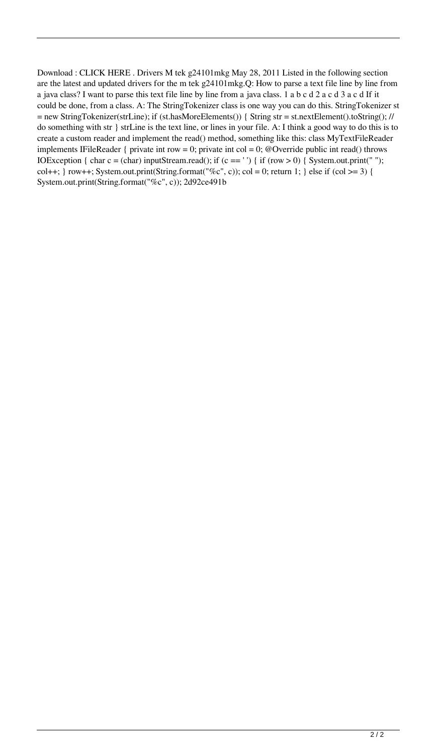Download : CLICK HERE . Drivers M tek g24101mkg May 28, 2011 Listed in the following section are the latest and updated drivers for the m tek g24101mkg.Q: How to parse a text file line by line from a java class? I want to parse this text file line by line from a java class. 1 a b c d 2 a c d 3 a c d If it could be done, from a class. A: The StringTokenizer class is one way you can do this. StringTokenizer st = new StringTokenizer(strLine); if (st.hasMoreElements()) { String str = st.nextElement().toString(); // do something with str } strLine is the text line, or lines in your file. A: I think a good way to do this is to create a custom reader and implement the read() method, something like this: class MyTextFileReader implements IFileReader { private int row = 0; private int col = 0; @Override public int read() throws IOException { char c = (char) inputStream.read(); if (c == ' ') { if (row > 0) { System.out.print(" "); col++; } row++; System.out.print(String.format("%c", c)); col = 0; return 1; } else if (col >= 3) { System.out.print(String.format("%c", c)); 2d92ce491b